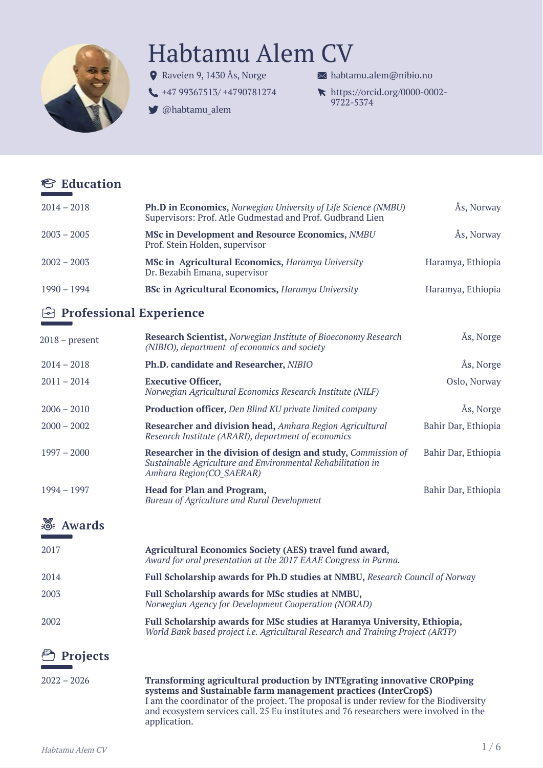# Habtamu Alem CV

Raveien 9, 1430 Ås, Norge
+47 99367513/ +4790781274
@habtamu_alem
habtamu.alem@nibio.no
https://orcid.org/0000-0002-9722-5374

## Education

2014 – 2018 **Ph.D in Economics,** *Norwegian University of Life Science (NMBU)* — Ås, Norway
Supervisors: Prof. Atle Gudmestad and Prof. Gudbrand Lien

2003 – 2005 **MSc in Development and Resource Economics,** *NMBU* — Ås, Norway
Prof. Stein Holden, supervisor

2002 – 2003 **MSc in Agricultural Economics,** *Haramya University* — Haramya, Ethiopia
Dr. Bezabih Emana, supervisor

1990 – 1994 **BSc in Agricultural Economics,** *Haramya University* — Haramya, Ethiopia

## Professional Experience

2018 – present **Research Scientist,** *Norwegian Institute of Bioeconomy Research (NIBIO), department of economics and society* — Ås, Norge

2014 – 2018 **Ph.D. candidate and Researcher,** *NIBIO* — Ås, Norge

2011 – 2014 **Executive Officer,** *Norwegian Agricultural Economics Research Institute (NILF)* — Oslo, Norway

2006 – 2010 **Production officer,** *Den Blind KU private limited company* — Ås, Norge

2000 – 2002 **Researcher and division head,** *Amhara Region Agricultural Research Institute (ARARI), department of economics* — Bahir Dar, Ethiopia

1997 – 2000 **Researcher in the division of design and study,** *Commission of Sustainable Agriculture and Environmental Rehabilitation in Amhara Region(CO_SAERAR)* — Bahir Dar, Ethiopia

1994 – 1997 **Head for Plan and Program,** *Bureau of Agriculture and Rural Development* — Bahir Dar, Ethiopia

## Awards

2017 **Agricultural Economics Society (AES) travel fund award,**
*Award for oral presentation at the 2017 EAAE Congress in Parma.*

2014 **Full Scholarship awards for Ph.D studies at NMBU,** *Research Council of Norway*

2003 **Full Scholarship awards for MSc studies at NMBU,**
*Norwegian Agency for Development Cooperation (NORAD)*

2002 **Full Scholarship awards for MSc studies at Haramya University, Ethiopia,**
*World Bank based project i.e. Agricultural Research and Training Project (ARTP)*

## Projects

2022 – 2026 **Transforming agricultural production by INTEgrating innovative CROPping systems and Sustainable farm management practices (InterCropS)**
I am the coordinator of the project. The proposal is under review for the Biodiversity and ecosystem services call. 25 Eu institutes and 76 researchers were involved in the application.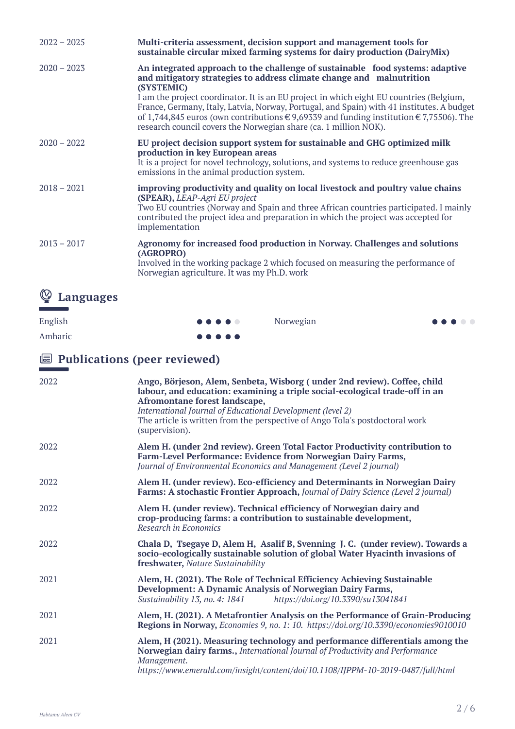2022 – 2025

**Multi-criteria assessment, decision support and management tools for sustainable circular mixed farming systems for dairy production (DairyMix)**

2020 – 2023

**An integrated approach to the challenge of sustainable food systems: adaptive and mitigatory strategies to address climate change and malnutrition (SYSTEMIC)**
I am the project coordinator. It is an EU project in which eight EU countries (Belgium, France, Germany, Italy, Latvia, Norway, Portugal, and Spain) with 41 institutes. A budget of 1,744,845 euros (own contributions € 9,69339 and funding institution € 7,75506). The research council covers the Norwegian share (ca. 1 million NOK).

2020 – 2022

**EU project decision support system for sustainable and GHG optimized milk production in key European areas**
It is a project for novel technology, solutions, and systems to reduce greenhouse gas emissions in the animal production system.

2018 – 2021

**improving productivity and quality on local livestock and poultry value chains (SPEAR),** *LEAP-Agri EU project*
Two EU countries (Norway and Spain and three African countries participated. I mainly contributed the project idea and preparation in which the project was accepted for implementation

2013 – 2017

**Agronomy for increased food production in Norway. Challenges and solutions (AGROPRO)**
Involved in the working package 2 which focused on measuring the performance of Norwegian agriculture. It was my Ph.D. work

## Languages

| Language | Level | Language | Level |
|---|---|---|---|
| English | ●●●●○ | Norwegian | ●●●○○ |
| Amharic | ●●●●● | | |

## Publications (peer reviewed)

2022

**Ango, Börjeson, Alem, Senbeta, Wisborg ( under 2nd review). Coffee, child labour, and education: examining a triple social-ecological trade-off in an Afromontane forest landscape,**
*International Journal of Educational Development (level 2)*
The article is written from the perspective of Ango Tola's postdoctoral work (supervision).

2022

**Alem H. (under 2nd review). Green Total Factor Productivity contribution to Farm-Level Performance: Evidence from Norwegian Dairy Farms,**
*Journal of Environmental Economics and Management (Level 2 journal)*

2022

**Alem H. (under review). Eco-efficiency and Determinants in Norwegian Dairy Farms: A stochastic Frontier Approach,** *Journal of Dairy Science (Level 2 journal)*

2022

**Alem H. (under review). Technical efficiency of Norwegian dairy and crop-producing farms: a contribution to sustainable development,**
*Research in Economics*

2022

**Chala D, Tsegaye D, Alem H, Asalif B, Svenning J. C. (under review). Towards a socio-ecologically sustainable solution of global Water Hyacinth invasions of freshwater,** *Nature Sustainability*

2021

**Alem, H. (2021). The Role of Technical Efficiency Achieving Sustainable Development: A Dynamic Analysis of Norwegian Dairy Farms,**
*Sustainability 13, no. 4: 1841* *https://doi.org/10.3390/su13041841*

2021

**Alem, H. (2021). A Metafrontier Analysis on the Performance of Grain-Producing Regions in Norway,** *Economies 9, no. 1: 10. https://doi.org/10.3390/economies9010010*

2021

**Alem, H (2021). Measuring technology and performance differentials among the Norwegian dairy farms.,** *International Journal of Productivity and Performance Management.*
*https://www.emerald.com/insight/content/doi/10.1108/IJPPM-10-2019-0487/full/html*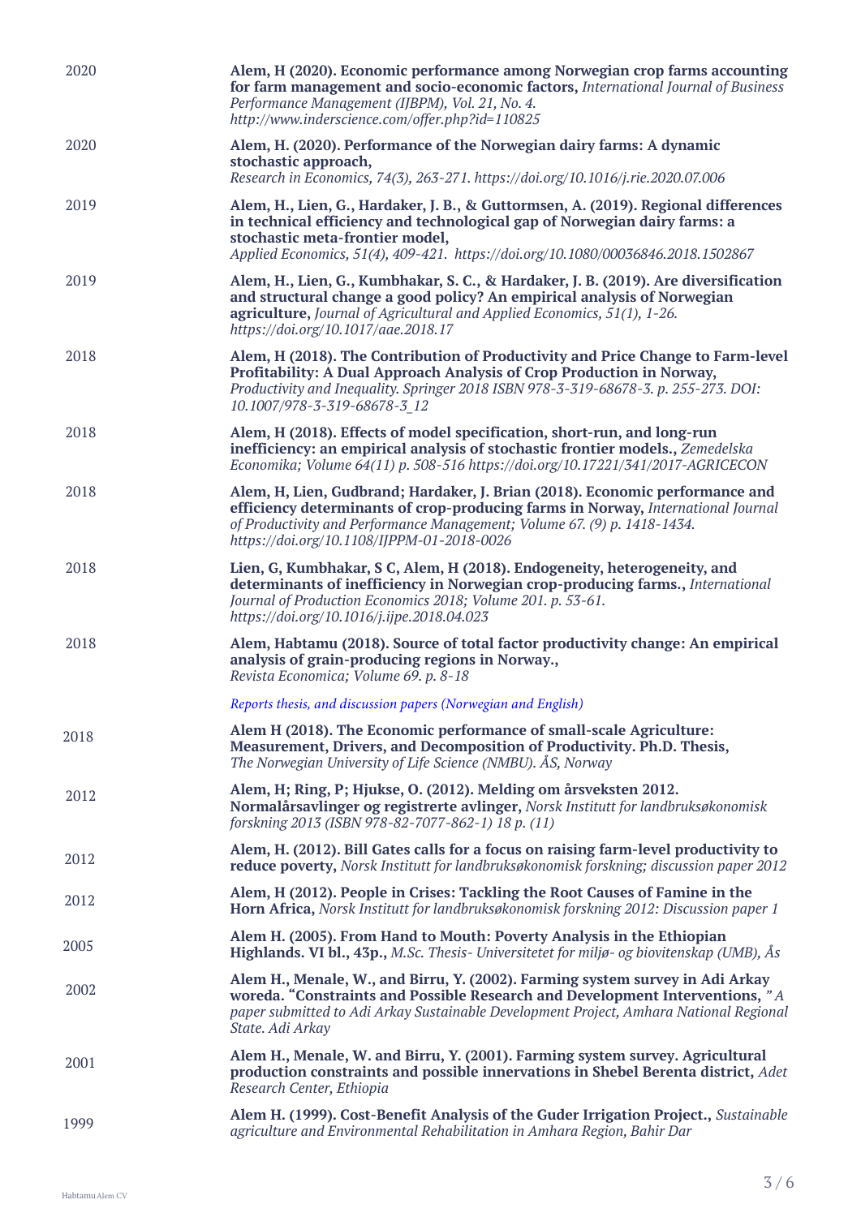| | |
|---|---|
| 2020 | **Alem, H (2020). Economic performance among Norwegian crop farms accounting for farm management and socio-economic factors,** *International Journal of Business Performance Management (IJBPM), Vol. 21, No. 4. http://www.inderscience.com/offer.php?id=110825* |
| 2020 | **Alem, H. (2020). Performance of the Norwegian dairy farms: A dynamic stochastic approach,** *Research in Economics, 74(3), 263-271. https://doi.org/10.1016/j.rie.2020.07.006* |
| 2019 | **Alem, H., Lien, G., Hardaker, J. B., & Guttormsen, A. (2019). Regional differences in technical efficiency and technological gap of Norwegian dairy farms: a stochastic meta-frontier model,** *Applied Economics, 51(4), 409-421. https://doi.org/10.1080/00036846.2018.1502867* |
| 2019 | **Alem, H., Lien, G., Kumbhakar, S. C., & Hardaker, J. B. (2019). Are diversification and structural change a good policy? An empirical analysis of Norwegian agriculture,** *Journal of Agricultural and Applied Economics, 51(1), 1-26. https://doi.org/10.1017/aae.2018.17* |
| 2018 | **Alem, H (2018). The Contribution of Productivity and Price Change to Farm-level Profitability: A Dual Approach Analysis of Crop Production in Norway,** *Productivity and Inequality. Springer 2018 ISBN 978-3-319-68678-3. p. 255-273. DOI: 10.1007/978-3-319-68678-3_12* |
| 2018 | **Alem, H (2018). Effects of model specification, short-run, and long-run inefficiency: an empirical analysis of stochastic frontier models.,** *Zemedelska Economika; Volume 64(11) p. 508-516 https://doi.org/10.17221/341/2017-AGRICECON* |
| 2018 | **Alem, H, Lien, Gudbrand; Hardaker, J. Brian (2018). Economic performance and efficiency determinants of crop-producing farms in Norway,** *International Journal of Productivity and Performance Management; Volume 67. (9) p. 1418-1434. https://doi.org/10.1108/IJPPM-01-2018-0026* |
| 2018 | **Lien, G, Kumbhakar, S C, Alem, H (2018). Endogeneity, heterogeneity, and determinants of inefficiency in Norwegian crop-producing farms.,** *International Journal of Production Economics 2018; Volume 201. p. 53-61. https://doi.org/10.1016/j.ijpe.2018.04.023* |
| 2018 | **Alem, Habtamu (2018). Source of total factor productivity change: An empirical analysis of grain-producing regions in Norway.,** *Revista Economica; Volume 69. p. 8-18* |
| | *Reports thesis, and discussion papers (Norwegian and English)* |
| 2018 | **Alem H (2018). The Economic performance of small-scale Agriculture: Measurement, Drivers, and Decomposition of Productivity. Ph.D. Thesis,** *The Norwegian University of Life Science (NMBU). ÅS, Norway* |
| 2012 | **Alem, H; Ring, P; Hjukse, O. (2012). Melding om årsveksten 2012. Normalårsavlinger og registrerte avlinger,** *Norsk Institutt for landbruksøkonomisk forskning 2013 (ISBN 978-82-7077-862-1) 18 p. (11)* |
| 2012 | **Alem, H. (2012). Bill Gates calls for a focus on raising farm-level productivity to reduce poverty,** *Norsk Institutt for landbruksøkonomisk forskning; discussion paper 2012* |
| 2012 | **Alem, H (2012). People in Crises: Tackling the Root Causes of Famine in the Horn Africa,** *Norsk Institutt for landbruksøkonomisk forskning 2012: Discussion paper 1* |
| 2005 | **Alem H. (2005). From Hand to Mouth: Poverty Analysis in the Ethiopian Highlands. VI bl., 43p.,** *M.Sc. Thesis- Universitetet for miljø- og biovitenskap (UMB), Ås* |
| 2002 | **Alem H., Menale, W., and Birru, Y. (2002). Farming system survey in Adi Arkay woreda. "Constraints and Possible Research and Development Interventions,** *" A paper submitted to Adi Arkay Sustainable Development Project, Amhara National Regional State. Adi Arkay* |
| 2001 | **Alem H., Menale, W. and Birru, Y. (2001). Farming system survey. Agricultural production constraints and possible innervations in Shebel Berenta district,** *Adet Research Center, Ethiopia* |
| 1999 | **Alem H. (1999). Cost-Benefit Analysis of the Guder Irrigation Project.,** *Sustainable agriculture and Environmental Rehabilitation in Amhara Region, Bahir Dar* |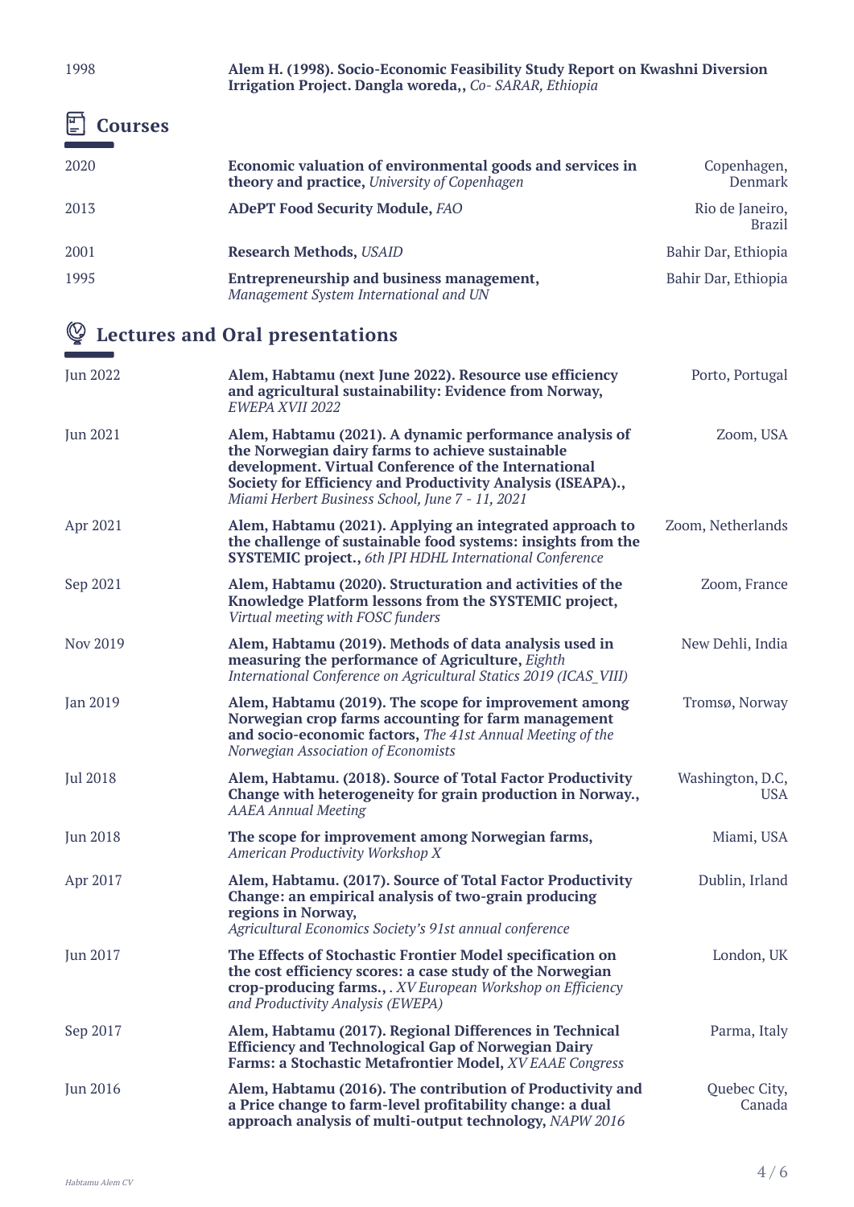1998 **Alem H. (1998). Socio-Economic Feasibility Study Report on Kwashni Diversion Irrigation Project. Dangla woreda,,** *Co- SARAR, Ethiopia*

## Courses

| | | |
|---|---|---|
| 2020 | **Economic valuation of environmental goods and services in theory and practice,** *University of Copenhagen* | Copenhagen, Denmark |
| 2013 | **ADePT Food Security Module,** *FAO* | Rio de Janeiro, Brazil |
| 2001 | **Research Methods,** *USAID* | Bahir Dar, Ethiopia |
| 1995 | **Entrepreneurship and business management,** *Management System International and UN* | Bahir Dar, Ethiopia |

## Lectures and Oral presentations

| | | |
|---|---|---|
| Jun 2022 | **Alem, Habtamu (next June 2022). Resource use efficiency and agricultural sustainability: Evidence from Norway,** *EWEPA XVII 2022* | Porto, Portugal |
| Jun 2021 | **Alem, Habtamu (2021). A dynamic performance analysis of the Norwegian dairy farms to achieve sustainable development. Virtual Conference of the International Society for Efficiency and Productivity Analysis (ISEAPA).,** *Miami Herbert Business School, June 7 - 11, 2021* | Zoom, USA |
| Apr 2021 | **Alem, Habtamu (2021). Applying an integrated approach to the challenge of sustainable food systems: insights from the SYSTEMIC project.,** *6th JPI HDHL International Conference* | Zoom, Netherlands |
| Sep 2021 | **Alem, Habtamu (2020). Structuration and activities of the Knowledge Platform lessons from the SYSTEMIC project,** *Virtual meeting with FOSC funders* | Zoom, France |
| Nov 2019 | **Alem, Habtamu (2019). Methods of data analysis used in measuring the performance of Agriculture,** *Eighth International Conference on Agricultural Statics 2019 (ICAS_VIII)* | New Dehli, India |
| Jan 2019 | **Alem, Habtamu (2019). The scope for improvement among Norwegian crop farms accounting for farm management and socio-economic factors,** *The 41st Annual Meeting of the Norwegian Association of Economists* | Tromsø, Norway |
| Jul 2018 | **Alem, Habtamu. (2018). Source of Total Factor Productivity Change with heterogeneity for grain production in Norway.,** *AAEA Annual Meeting* | Washington, D.C, USA |
| Jun 2018 | **The scope for improvement among Norwegian farms,** *American Productivity Workshop X* | Miami, USA |
| Apr 2017 | **Alem, Habtamu. (2017). Source of Total Factor Productivity Change: an empirical analysis of two-grain producing regions in Norway,** *Agricultural Economics Society's 91st annual conference* | Dublin, Irland |
| Jun 2017 | **The Effects of Stochastic Frontier Model specification on the cost efficiency scores: a case study of the Norwegian crop-producing farms.,** *. XV European Workshop on Efficiency and Productivity Analysis (EWEPA)* | London, UK |
| Sep 2017 | **Alem, Habtamu (2017). Regional Differences in Technical Efficiency and Technological Gap of Norwegian Dairy Farms: a Stochastic Metafrontier Model,** *XV EAAE Congress* | Parma, Italy |
| Jun 2016 | **Alem, Habtamu (2016). The contribution of Productivity and a Price change to farm-level profitability change: a dual approach analysis of multi-output technology,** *NAPW 2016* | Quebec City, Canada |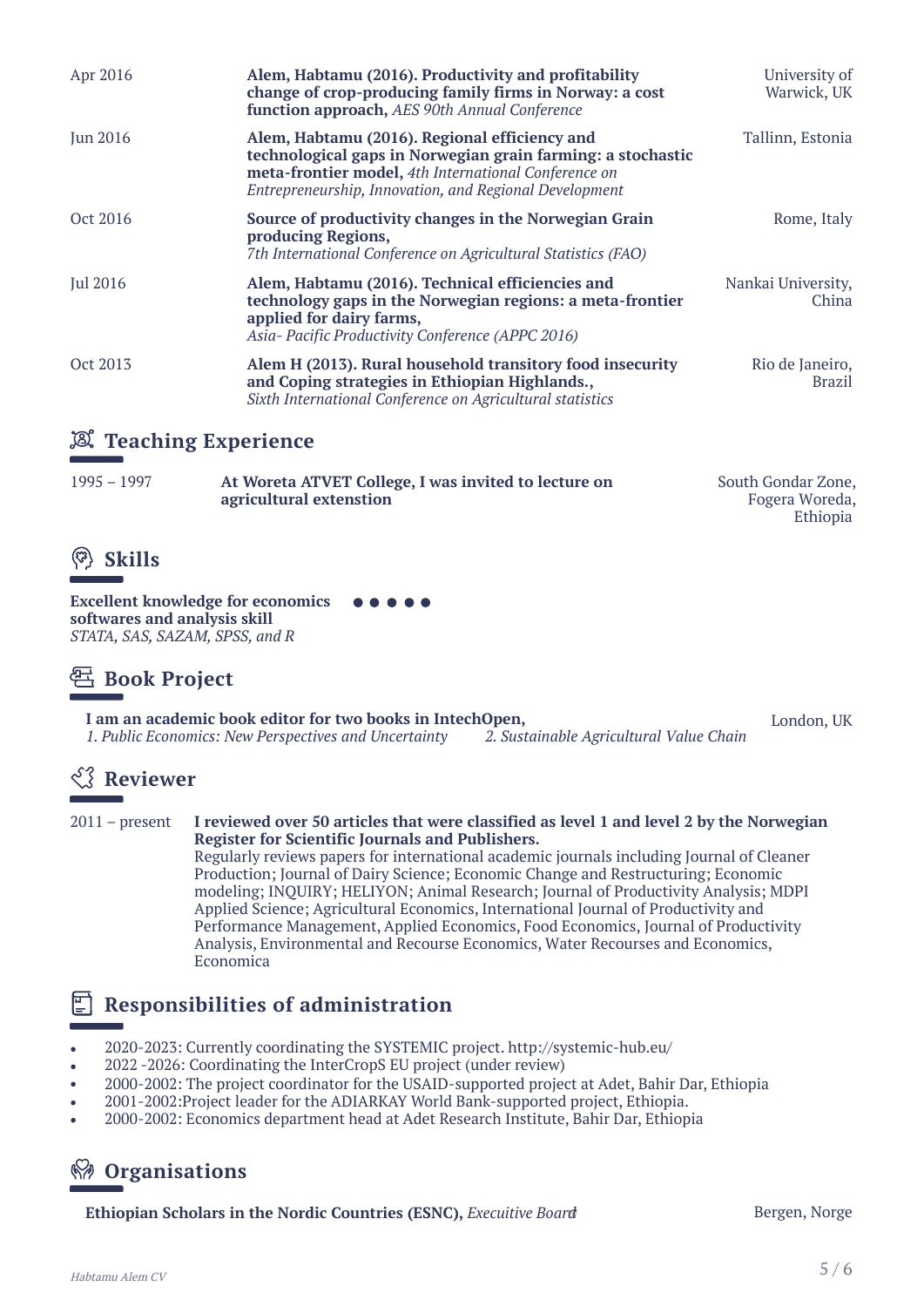| | | |
|---|---|---|
| Apr 2016 | **Alem, Habtamu (2016). Productivity and profitability change of crop-producing family firms in Norway: a cost function approach,** *AES 90th Annual Conference* | University of Warwick, UK |
| Jun 2016 | **Alem, Habtamu (2016). Regional efficiency and technological gaps in Norwegian grain farming: a stochastic meta-frontier model,** *4th International Conference on Entrepreneurship, Innovation, and Regional Development* | Tallinn, Estonia |
| Oct 2016 | **Source of productivity changes in the Norwegian Grain producing Regions,** *7th International Conference on Agricultural Statistics (FAO)* | Rome, Italy |
| Jul 2016 | **Alem, Habtamu (2016). Technical efficiencies and technology gaps in the Norwegian regions: a meta-frontier applied for dairy farms,** *Asia- Pacific Productivity Conference (APPC 2016)* | Nankai University, China |
| Oct 2013 | **Alem H (2013). Rural household transitory food insecurity and Coping strategies in Ethiopian Highlands.,** *Sixth International Conference on Agricultural statistics* | Rio de Janeiro, Brazil |

## Teaching Experience

| | | |
|---|---|---|
| 1995 – 1997 | **At Woreta ATVET College, I was invited to lecture on agricultural extenstion** | South Gondar Zone, Fogera Woreda, Ethiopia |

## Skills

**Excellent knowledge for economics softwares and analysis skill** ●●●●●
*STATA, SAS, SAZAM, SPSS, and R*

## Book Project

**I am an academic book editor for two books in IntechOpen,** London, UK
*1. Public Economics: New Perspectives and Uncertainty* *2. Sustainable Agricultural Value Chain*

## Reviewer

2011 – present **I reviewed over 50 articles that were classified as level 1 and level 2 by the Norwegian Register for Scientific Journals and Publishers.**
Regularly reviews papers for international academic journals including Journal of Cleaner Production; Journal of Dairy Science; Economic Change and Restructuring; Economic modeling; INQUIRY; HELIYON; Animal Research; Journal of Productivity Analysis; MDPI Applied Science; Agricultural Economics, International Journal of Productivity and Performance Management, Applied Economics, Food Economics, Journal of Productivity Analysis, Environmental and Recourse Economics, Water Recourses and Economics, Economica

## Responsibilities of administration

- 2020-2023: Currently coordinating the SYSTEMIC project. http://systemic-hub.eu/
- 2022 -2026: Coordinating the InterCropS EU project (under review)
- 2000-2002: The project coordinator for the USAID-supported project at Adet, Bahir Dar, Ethiopia
- 2001-2002:Project leader for the ADIARKAY World Bank-supported project, Ethiopia.
- 2000-2002: Economics department head at Adet Research Institute, Bahir Dar, Ethiopia

## Organisations

**Ethiopian Scholars in the Nordic Countries (ESNC),** *Execuitive Board* Bergen, Norge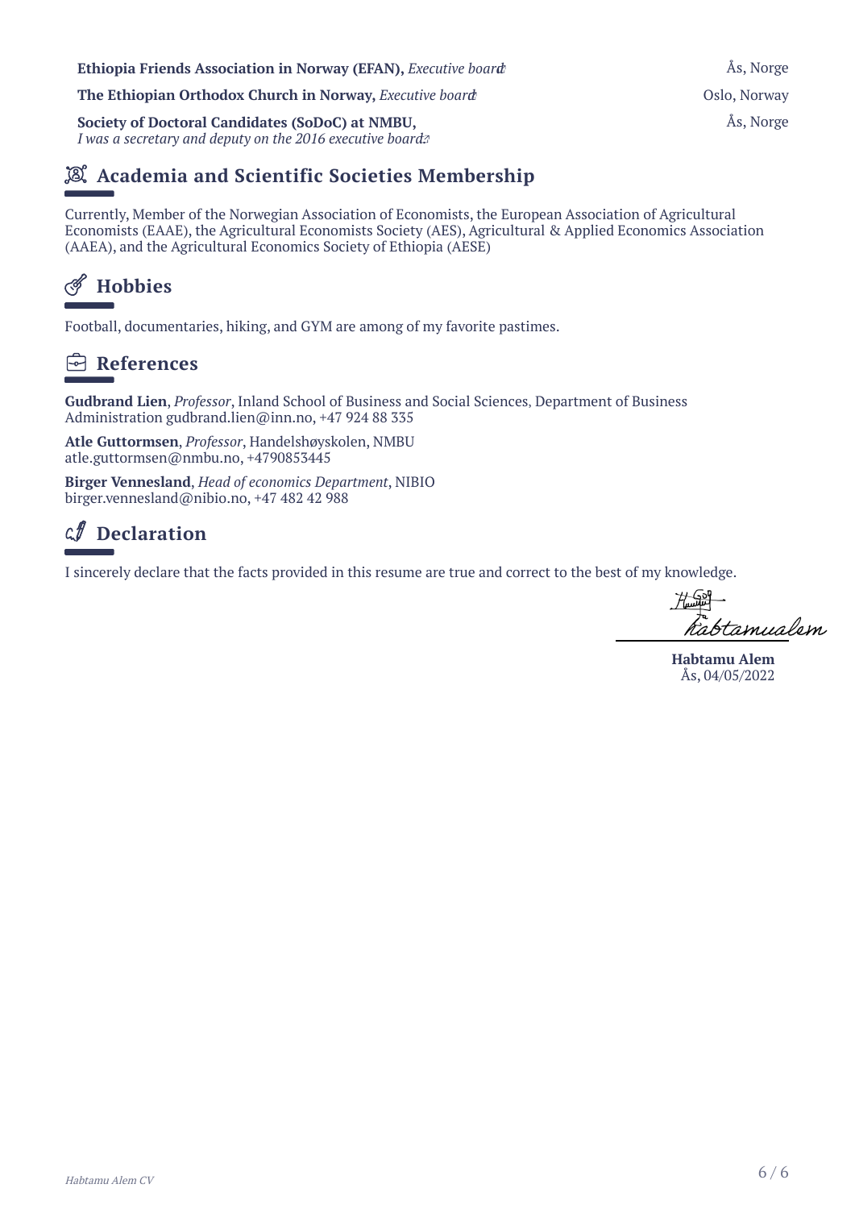**Ethiopia Friends Association in Norway (EFAN),** *Executive board* — Ås, Norge

**The Ethiopian Orthodox Church in Norway,** *Executive board* — Oslo, Norway

**Society of Doctoral Candidates (SoDoC) at NMBU,** — Ås, Norge
*I was a secretary and deputy on the 2016 executive board.*

## Academia and Scientific Societies Membership

Currently, Member of the Norwegian Association of Economists, the European Association of Agricultural Economists (EAAE), the Agricultural Economists Society (AES), Agricultural & Applied Economics Association (AAEA), and the Agricultural Economics Society of Ethiopia (AESE)

## Hobbies

Football, documentaries, hiking, and GYM are among of my favorite pastimes.

## References

**Gudbrand Lien**, *Professor*, Inland School of Business and Social Sciences, Department of Business Administration gudbrand.lien@inn.no, +47 924 88 335

**Atle Guttormsen**, *Professor*, Handelshøyskolen, NMBU
atle.guttormsen@nmbu.no, +4790853445

**Birger Vennesland**, *Head of economics Department*, NIBIO
birger.vennesland@nibio.no, +47 482 42 988

## Declaration

I sincerely declare that the facts provided in this resume are true and correct to the best of my knowledge.

**Habtamu Alem**
Ås, 04/05/2022